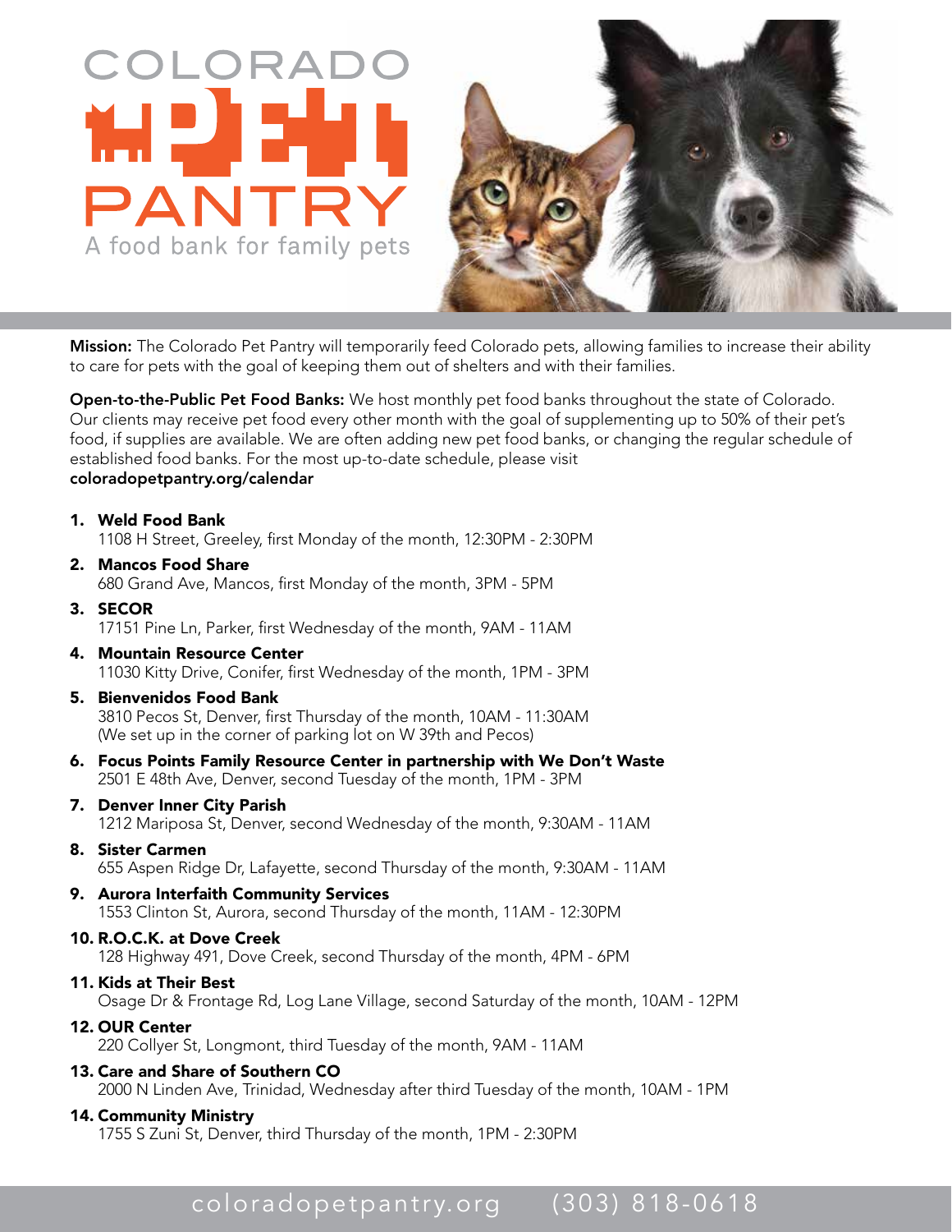# COLORADO PET PANTRY

A food bank for family pets

**Mission:** The Colorado Pet Pantry will temporarily feed Colorado pets, allowing families to increase their ability to care for pets with the goal of keeping them out of shelters and with their families.

**Open-to-the-Public Pet Food Banks:** We host monthly pet food banks throughout the state of Colorado. Our clients may receive pet food every other month with the goal of supplementing up to 50% of their pet's food, if supplies are available. We are often adding new pet food banks, or changing the regular schedule of established food banks. For the most up-to-date schedule, please visit **coloradopetpantry.org/calendar**

1. **Weld Food Bank**
   1108 H Street, Greeley, first Monday of the month, 12:30PM - 2:30PM
2. **Mancos Food Share**
   680 Grand Ave, Mancos, first Monday of the month, 3PM - 5PM
3. **SECOR**
   17151 Pine Ln, Parker, first Wednesday of the month, 9AM - 11AM
4. **Mountain Resource Center**
   11030 Kitty Drive, Conifer, first Wednesday of the month, 1PM - 3PM
5. **Bienvenidos Food Bank**
   3810 Pecos St, Denver, first Thursday of the month, 10AM - 11:30AM
   (We set up in the corner of parking lot on W 39th and Pecos)
6. **Focus Points Family Resource Center in partnership with We Don't Waste**
   2501 E 48th Ave, Denver, second Tuesday of the month, 1PM - 3PM
7. **Denver Inner City Parish**
   1212 Mariposa St, Denver, second Wednesday of the month, 9:30AM - 11AM
8. **Sister Carmen**
   655 Aspen Ridge Dr, Lafayette, second Thursday of the month, 9:30AM - 11AM
9. **Aurora Interfaith Community Services**
   1553 Clinton St, Aurora, second Thursday of the month, 11AM - 12:30PM
10. **R.O.C.K. at Dove Creek**
    128 Highway 491, Dove Creek, second Thursday of the month, 4PM - 6PM
11. **Kids at Their Best**
    Osage Dr & Frontage Rd, Log Lane Village, second Saturday of the month, 10AM - 12PM
12. **OUR Center**
    220 Collyer St, Longmont, third Tuesday of the month, 9AM - 11AM
13. **Care and Share of Southern CO**
    2000 N Linden Ave, Trinidad, Wednesday after third Tuesday of the month, 10AM - 1PM
14. **Community Ministry**
    1755 S Zuni St, Denver, third Thursday of the month, 1PM - 2:30PM

coloradopetpantry.org (303) 818-0618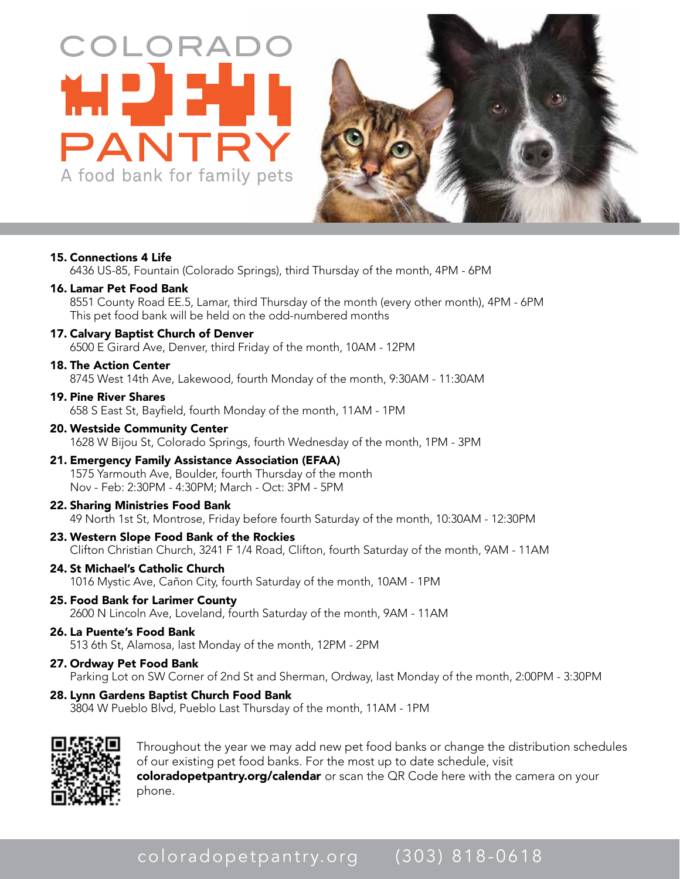# COLORADO PET PANTRY

A food bank for family pets

**15. Connections 4 Life**
6436 US-85, Fountain (Colorado Springs), third Thursday of the month, 4PM - 6PM

**16. Lamar Pet Food Bank**
8551 County Road EE.5, Lamar, third Thursday of the month (every other month), 4PM - 6PM
This pet food bank will be held on the odd-numbered months

**17. Calvary Baptist Church of Denver**
6500 E Girard Ave, Denver, third Friday of the month, 10AM - 12PM

**18. The Action Center**
8745 West 14th Ave, Lakewood, fourth Monday of the month, 9:30AM - 11:30AM

**19. Pine River Shares**
658 S East St, Bayfield, fourth Monday of the month, 11AM - 1PM

**20. Westside Community Center**
1628 W Bijou St, Colorado Springs, fourth Wednesday of the month, 1PM - 3PM

**21. Emergency Family Assistance Association (EFAA)**
1575 Yarmouth Ave, Boulder, fourth Thursday of the month
Nov - Feb: 2:30PM - 4:30PM; March - Oct: 3PM - 5PM

**22. Sharing Ministries Food Bank**
49 North 1st St, Montrose, Friday before fourth Saturday of the month, 10:30AM - 12:30PM

**23. Western Slope Food Bank of the Rockies**
Clifton Christian Church, 3241 F 1/4 Road, Clifton, fourth Saturday of the month, 9AM - 11AM

**24. St Michael's Catholic Church**
1016 Mystic Ave, Cañon City, fourth Saturday of the month, 10AM - 1PM

**25. Food Bank for Larimer County**
2600 N Lincoln Ave, Loveland, fourth Saturday of the month, 9AM - 11AM

**26. La Puente's Food Bank**
513 6th St, Alamosa, last Monday of the month, 12PM - 2PM

**27. Ordway Pet Food Bank**
Parking Lot on SW Corner of 2nd St and Sherman, Ordway, last Monday of the month, 2:00PM - 3:30PM

**28. Lynn Gardens Baptist Church Food Bank**
3804 W Pueblo Blvd, Pueblo Last Thursday of the month, 11AM - 1PM

Throughout the year we may add new pet food banks or change the distribution schedules of our existing pet food banks. For the most up to date schedule, visit **coloradopetpantry.org/calendar** or scan the QR Code here with the camera on your phone.

coloradopetpantry.org (303) 818-0618